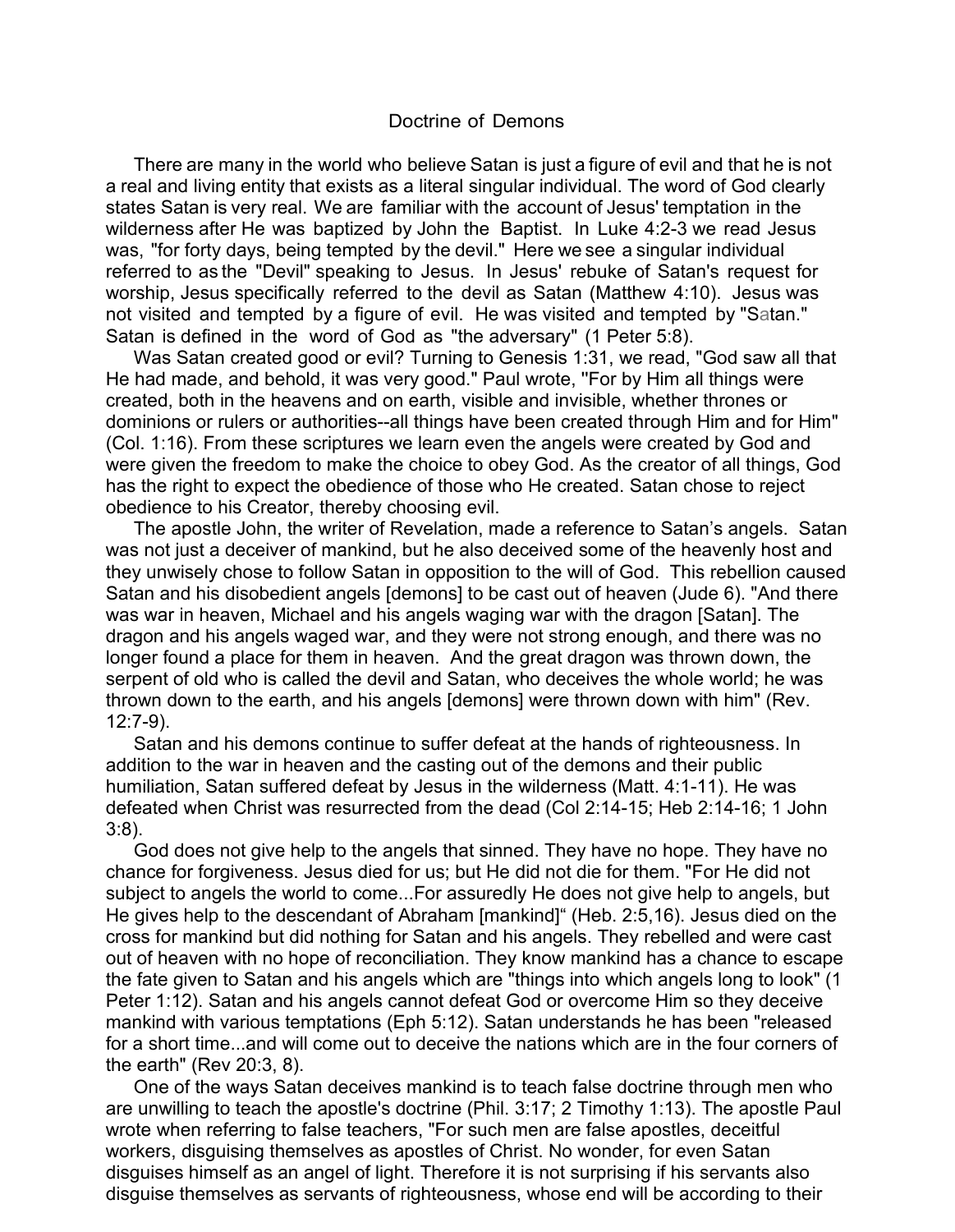# Doctrine of Demons

There are many in the world who believe Satan is just a figure of evil and that he is not a real and living entity that exists as a literal singular individual. The word of God clearly states Satan is very real. We are familiar with the account of Jesus' temptation in the wilderness after He was baptized by John the Baptist. In Luke 4:2-3 we read Jesus was, "for forty days, being tempted by the devil." Here we see a singular individual referred to as the "Devil" speaking to Jesus. In Jesus' rebuke of Satan's request for worship, Jesus specifically referred to the devil as Satan (Matthew 4:10). Jesus was not visited and tempted by a figure of evil. He was visited and tempted by "Satan." Satan is defined in the word of God as "the adversary" (1 Peter 5:8).

Was Satan created good or evil? Turning to Genesis 1:31, we read, "God saw all that He had made, and behold, it was very good." Paul wrote, "For by Him all things were created, both in the heavens and on earth, visible and invisible, whether thrones or dominions or rulers or authorities--all things have been created through Him and for Him" (Col. 1:16). From these scriptures we learn even the angels were created by God and were given the freedom to make the choice to obey God. As the creator of all things, God has the right to expect the obedience of those who He created. Satan chose to reject obedience to his Creator, thereby choosing evil.

The apostle John, the writer of Revelation, made a reference to Satan's angels. Satan was not just a deceiver of mankind, but he also deceived some of the heavenly host and they unwisely chose to follow Satan in opposition to the will of God. This rebellion caused Satan and his disobedient angels [demons] to be cast out of heaven (Jude 6). "And there was war in heaven, Michael and his angels waging war with the dragon [Satan]. The dragon and his angels waged war, and they were not strong enough, and there was no longer found a place for them in heaven. And the great dragon was thrown down, the serpent of old who is called the devil and Satan, who deceives the whole world; he was thrown down to the earth, and his angels [demons] were thrown down with him" (Rev. 12:7-9).

Satan and his demons continue to suffer defeat at the hands of righteousness. In addition to the war in heaven and the casting out of the demons and their public humiliation, Satan suffered defeat by Jesus in the wilderness (Matt. 4:1-11). He was defeated when Christ was resurrected from the dead (Col 2:14-15; Heb 2:14-16; 1 John 3:8).

God does not give help to the angels that sinned. They have no hope. They have no chance for forgiveness. Jesus died for us; but He did not die for them. "For He did not subject to angels the world to come...For assuredly He does not give help to angels, but He gives help to the descendant of Abraham [mankind]" (Heb. 2:5,16). Jesus died on the cross for mankind but did nothing for Satan and his angels. They rebelled and were cast out of heaven with no hope of reconciliation. They know mankind has a chance to escape the fate given to Satan and his angels which are "things into which angels long to look" (1 Peter 1:12). Satan and his angels cannot defeat God or overcome Him so they deceive mankind with various temptations (Eph 5:12). Satan understands he has been "released for a short time...and will come out to deceive the nations which are in the four corners of the earth" (Rev 20:3, 8).

One of the ways Satan deceives mankind is to teach false doctrine through men who are unwilling to teach the apostle's doctrine (Phil. 3:17; 2 Timothy 1:13). The apostle Paul wrote when referring to false teachers, "For such men are false apostles, deceitful workers, disguising themselves as apostles of Christ. No wonder, for even Satan disguises himself as an angel of light. Therefore it is not surprising if his servants also disguise themselves as servants of righteousness, whose end will be according to their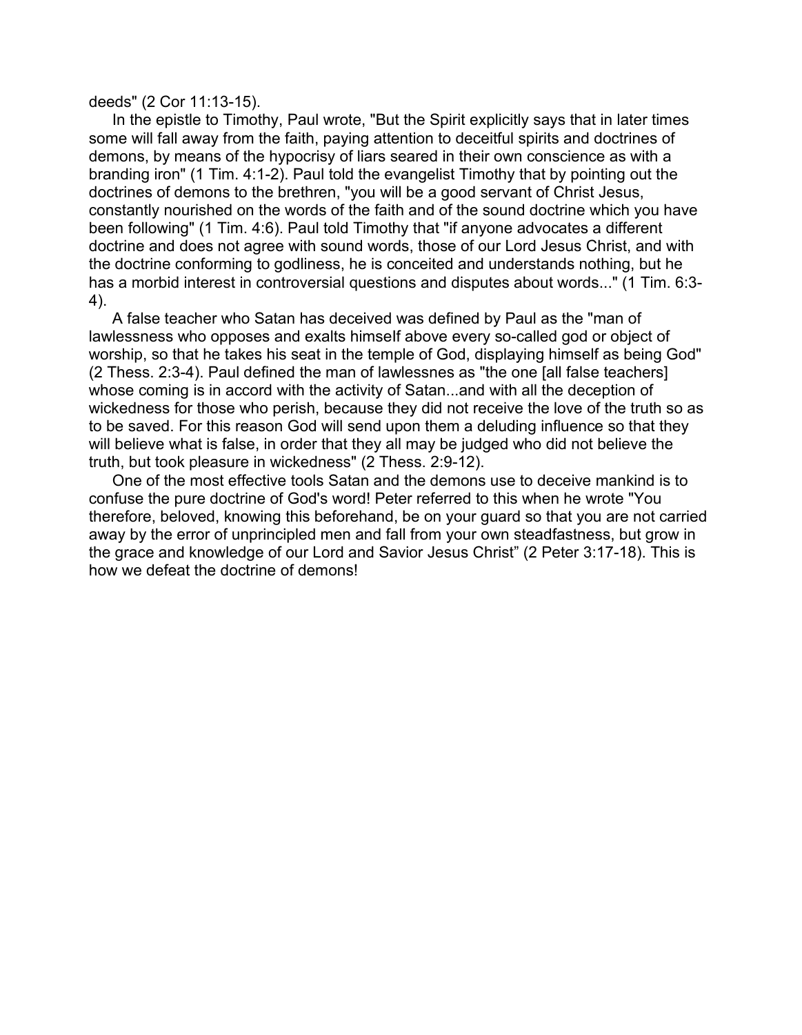deeds" (2 Cor 11:13-15).

In the epistle to Timothy, Paul wrote, "But the Spirit explicitly says that in later times some will fall away from the faith, paying attention to deceitful spirits and doctrines of demons, by means of the hypocrisy of liars seared in their own conscience as with a branding iron" (1 Tim. 4:1-2). Paul told the evangelist Timothy that by pointing out the doctrines of demons to the brethren, "you will be a good servant of Christ Jesus, constantly nourished on the words of the faith and of the sound doctrine which you have been following" (1 Tim. 4:6). Paul told Timothy that "if anyone advocates a different doctrine and does not agree with sound words, those of our Lord Jesus Christ, and with the doctrine conforming to godliness, he is conceited and understands nothing, but he has a morbid interest in controversial questions and disputes about words..." (1 Tim. 6:3-4).

A false teacher who Satan has deceived was defined by Paul as the "man of lawlessness who opposes and exalts himself above every so-called god or object of worship, so that he takes his seat in the temple of God, displaying himself as being God" (2 Thess. 2:3-4). Paul defined the man of lawlessnes as "the one [all false teachers] whose coming is in accord with the activity of Satan...and with all the deception of wickedness for those who perish, because they did not receive the love of the truth so as to be saved. For this reason God will send upon them a deluding influence so that they will believe what is false, in order that they all may be judged who did not believe the truth, but took pleasure in wickedness" (2 Thess. 2:9-12).

One of the most effective tools Satan and the demons use to deceive mankind is to confuse the pure doctrine of God's word! Peter referred to this when he wrote "You therefore, beloved, knowing this beforehand, be on your guard so that you are not carried away by the error of unprincipled men and fall from your own steadfastness, but grow in the grace and knowledge of our Lord and Savior Jesus Christ" (2 Peter 3:17-18). This is how we defeat the doctrine of demons!